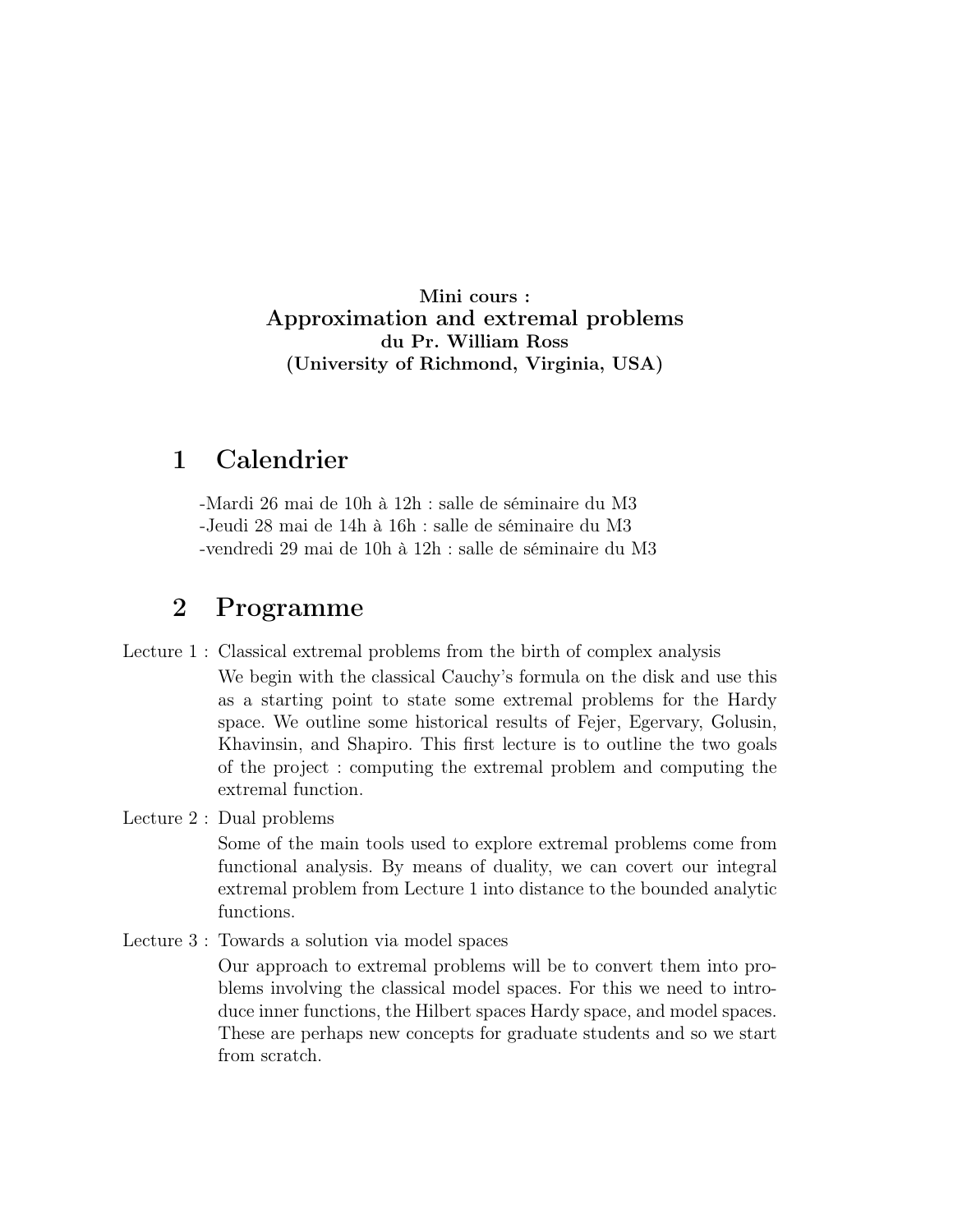**Mini cours :**

**Approximation and extremal problems**

**du Pr. William Ross**

**(University of Richmond, Virginia, USA)**

# 1 Calendrier

-Mardi 26 mai de 10h à 12h : salle de séminaire du M3
-Jeudi 28 mai de 14h à 16h : salle de séminaire du M3
-vendredi 29 mai de 10h à 12h : salle de séminaire du M3

# 2 Programme

Lecture 1 : Classical extremal problems from the birth of complex analysis

We begin with the classical Cauchy's formula on the disk and use this as a starting point to state some extremal problems for the Hardy space. We outline some historical results of Fejer, Egervary, Golusin, Khavinsin, and Shapiro. This first lecture is to outline the two goals of the project : computing the extremal problem and computing the extremal function.

Lecture 2 : Dual problems

Some of the main tools used to explore extremal problems come from functional analysis. By means of duality, we can covert our integral extremal problem from Lecture 1 into distance to the bounded analytic functions.

Lecture 3 : Towards a solution via model spaces

Our approach to extremal problems will be to convert them into problems involving the classical model spaces. For this we need to introduce inner functions, the Hilbert spaces Hardy space, and model spaces. These are perhaps new concepts for graduate students and so we start from scratch.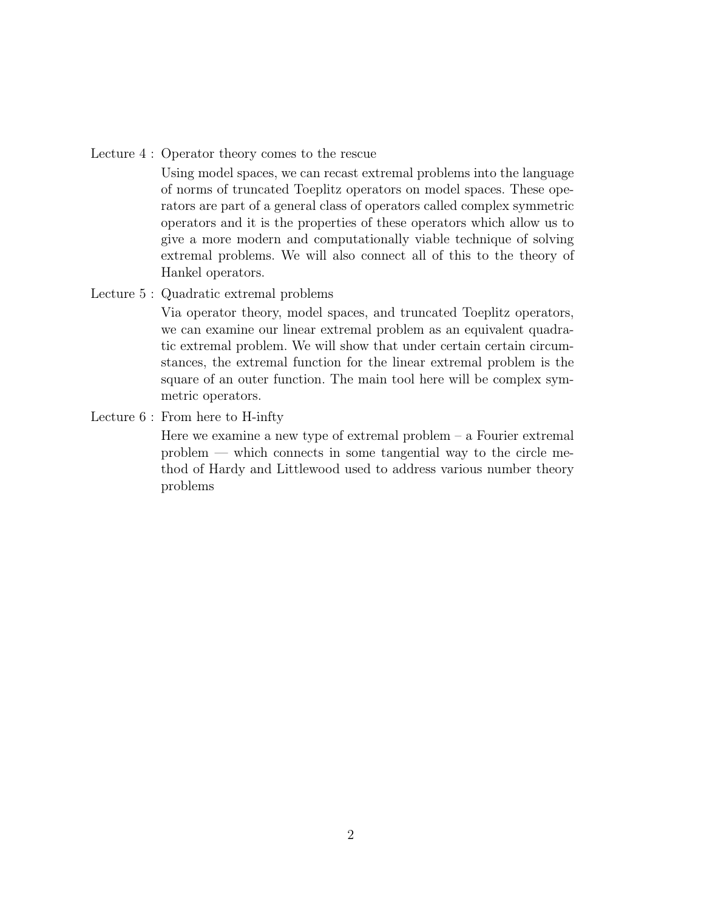Lecture 4 : Operator theory comes to the rescue

Using model spaces, we can recast extremal problems into the language of norms of truncated Toeplitz operators on model spaces. These operators are part of a general class of operators called complex symmetric operators and it is the properties of these operators which allow us to give a more modern and computationally viable technique of solving extremal problems. We will also connect all of this to the theory of Hankel operators.

Lecture 5 : Quadratic extremal problems

Via operator theory, model spaces, and truncated Toeplitz operators, we can examine our linear extremal problem as an equivalent quadratic extremal problem. We will show that under certain certain circumstances, the extremal function for the linear extremal problem is the square of an outer function. The main tool here will be complex symmetric operators.

Lecture 6 : From here to H-infty

Here we examine a new type of extremal problem – a Fourier extremal problem — which connects in some tangential way to the circle method of Hardy and Littlewood used to address various number theory problems